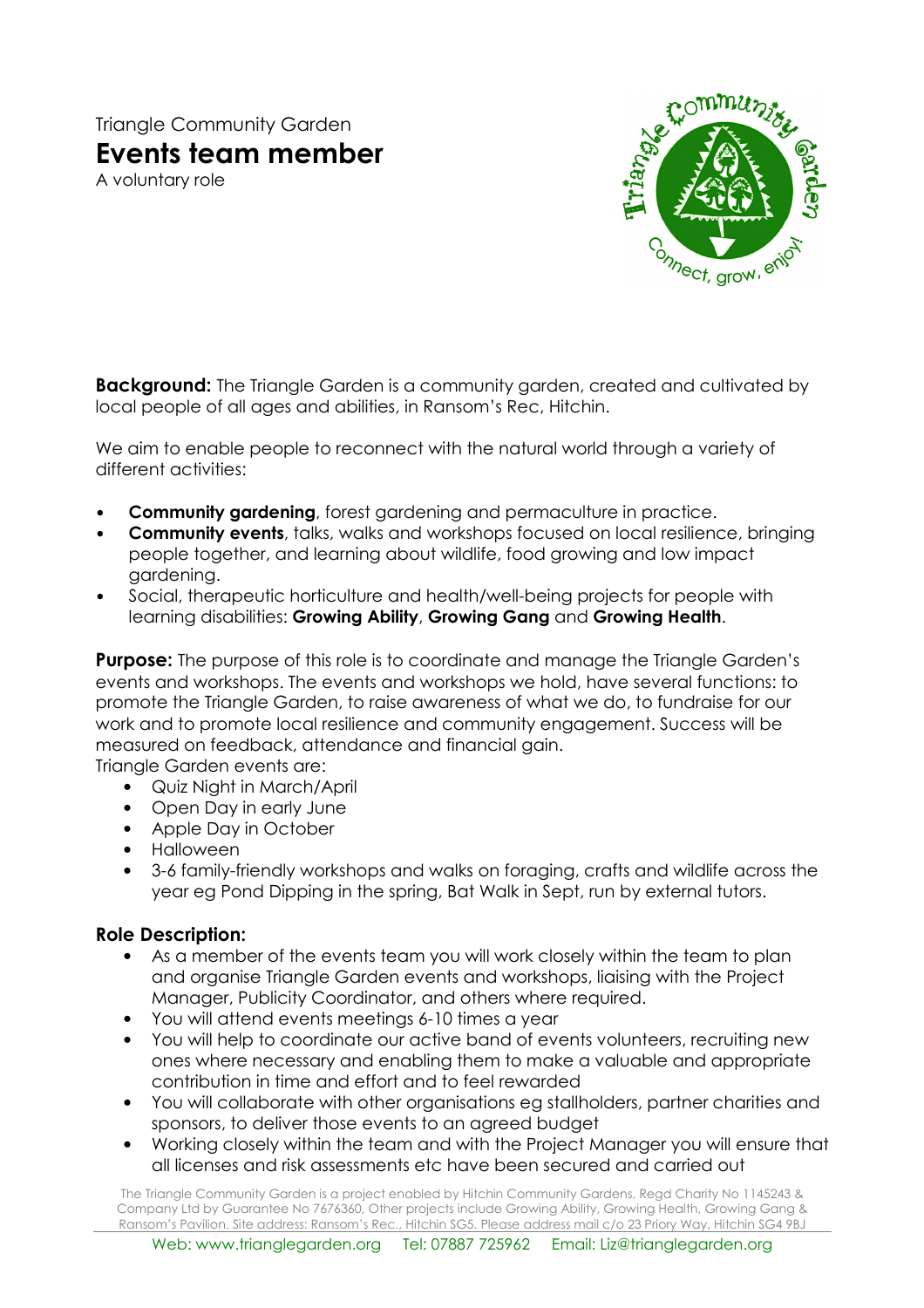Triangle Community Garden

# Events team member

A voluntary role

**Background:** The Triangle Garden is a community garden, created and cultivated by local people of all ages and abilities, in Ransom's Rec, Hitchin.

We aim to enable people to reconnect with the natural world through a variety of different activities:

- **Community gardening**, forest gardening and permaculture in practice.
- **Community events**, talks, walks and workshops focused on local resilience, bringing people together, and learning about wildlife, food growing and low impact gardening.
- Social, therapeutic horticulture and health/well-being projects for people with learning disabilities: **Growing Ability**, **Growing Gang** and **Growing Health**.

**Purpose:** The purpose of this role is to coordinate and manage the Triangle Garden's events and workshops. The events and workshops we hold, have several functions: to promote the Triangle Garden, to raise awareness of what we do, to fundraise for our work and to promote local resilience and community engagement. Success will be measured on feedback, attendance and financial gain.

Triangle Garden events are:

- Quiz Night in March/April
- Open Day in early June
- Apple Day in October
- Halloween
- 3-6 family-friendly workshops and walks on foraging, crafts and wildlife across the year eg Pond Dipping in the spring, Bat Walk in Sept, run by external tutors.

### Role Description:

- As a member of the events team you will work closely within the team to plan and organise Triangle Garden events and workshops, liaising with the Project Manager, Publicity Coordinator, and others where required.
- You will attend events meetings 6-10 times a year
- You will help to coordinate our active band of events volunteers, recruiting new ones where necessary and enabling them to make a valuable and appropriate contribution in time and effort and to feel rewarded
- You will collaborate with other organisations eg stallholders, partner charities and sponsors, to deliver those events to an agreed budget
- Working closely within the team and with the Project Manager you will ensure that all licenses and risk assessments etc have been secured and carried out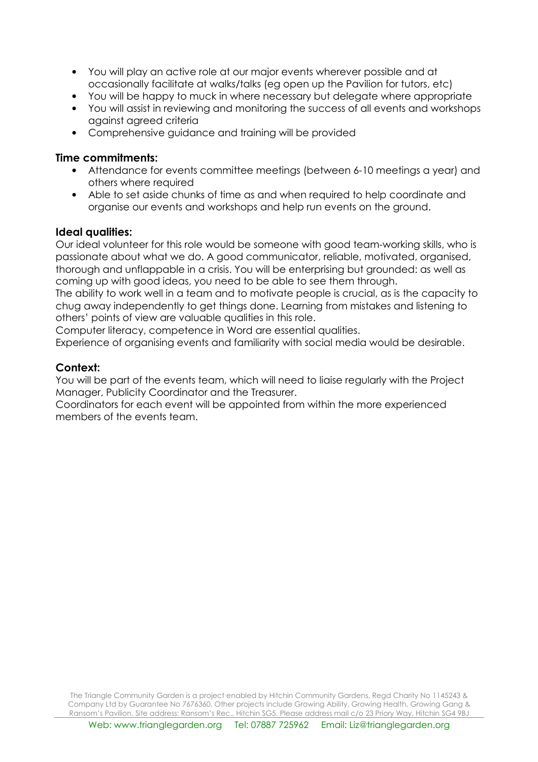- You will play an active role at our major events wherever possible and at occasionally facilitate at walks/talks (eg open up the Pavilion for tutors, etc)
- You will be happy to muck in where necessary but delegate where appropriate
- You will assist in reviewing and monitoring the success of all events and workshops against agreed criteria
- Comprehensive guidance and training will be provided

**Time commitments:**

- Attendance for events committee meetings (between 6-10 meetings a year) and others where required
- Able to set aside chunks of time as and when required to help coordinate and organise our events and workshops and help run events on the ground.

**Ideal qualities:**

Our ideal volunteer for this role would be someone with good team-working skills, who is passionate about what we do. A good communicator, reliable, motivated, organised, thorough and unflappable in a crisis. You will be enterprising but grounded: as well as coming up with good ideas, you need to be able to see them through.

The ability to work well in a team and to motivate people is crucial, as is the capacity to chug away independently to get things done. Learning from mistakes and listening to others' points of view are valuable qualities in this role.

Computer literacy, competence in Word are essential qualities.

Experience of organising events and familiarity with social media would be desirable.

**Context:**

You will be part of the events team, which will need to liaise regularly with the Project Manager, Publicity Coordinator and the Treasurer.

Coordinators for each event will be appointed from within the more experienced members of the events team.